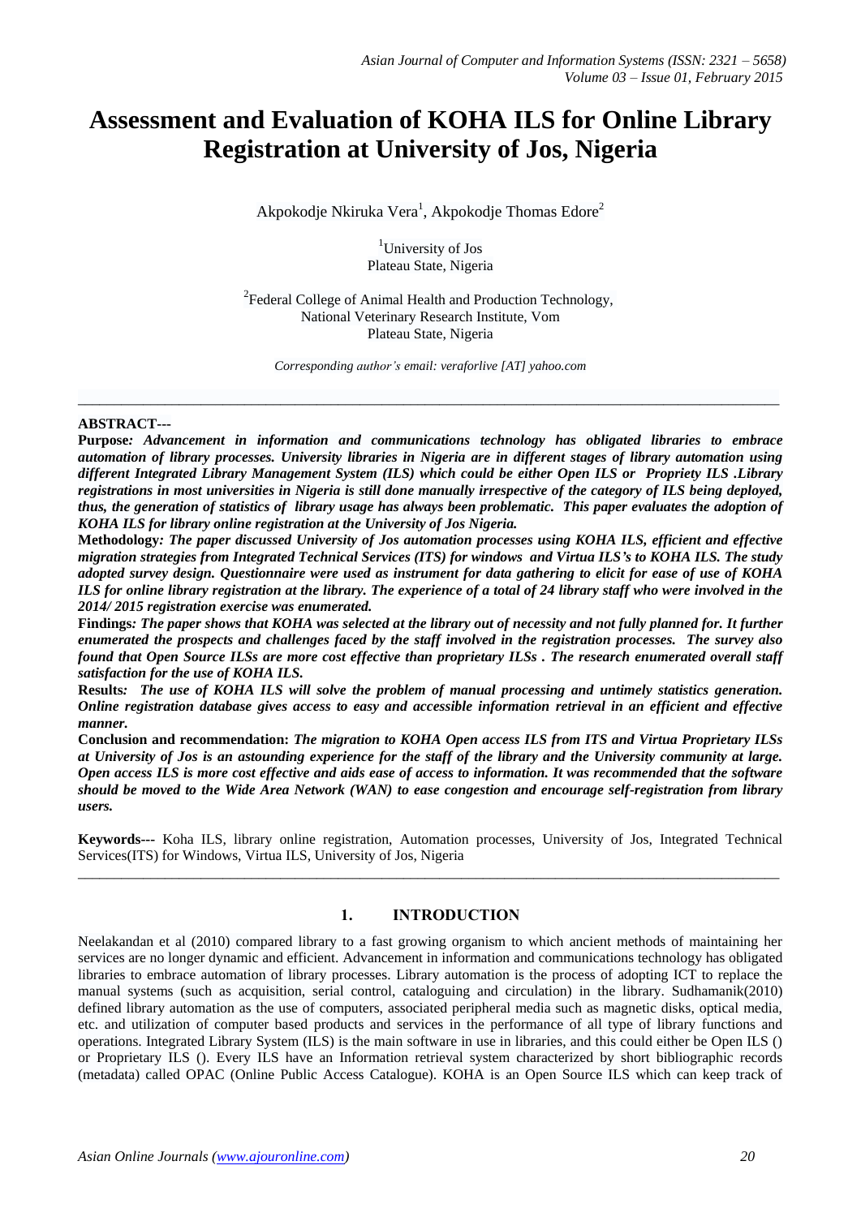# Assessment and Evaluation of KOHA ILS for Online Library Registration at University of Jos, Nigeria

Akpokodje Nkiruka Vera[1], Akpokodje Thomas Edore[2]

[1]University of Jos
Plateau State, Nigeria

[2]Federal College of Animal Health and Production Technology,
National Veterinary Research Institute, Vom
Plateau State, Nigeria

*Corresponding author's email: veraforlive [AT] yahoo.com*

---

**ABSTRACT---**

**Purpose***: Advancement in information and communications technology has obligated libraries to embrace automation of library processes. University libraries in Nigeria are in different stages of library automation using different Integrated Library Management System (ILS) which could be either Open ILS or Propriety ILS .Library registrations in most universities in Nigeria is still done manually irrespective of the category of ILS being deployed, thus, the generation of statistics of library usage has always been problematic. This paper evaluates the adoption of KOHA ILS for library online registration at the University of Jos Nigeria.*

**Methodology***: The paper discussed University of Jos automation processes using KOHA ILS, efficient and effective migration strategies from Integrated Technical Services (ITS) for windows and Virtua ILS's to KOHA ILS. The study adopted survey design. Questionnaire were used as instrument for data gathering to elicit for ease of use of KOHA ILS for online library registration at the library. The experience of a total of 24 library staff who were involved in the 2014/ 2015 registration exercise was enumerated.*

**Findings***: The paper shows that KOHA was selected at the library out of necessity and not fully planned for. It further enumerated the prospects and challenges faced by the staff involved in the registration processes. The survey also found that Open Source ILSs are more cost effective than proprietary ILSs . The research enumerated overall staff satisfaction for the use of KOHA ILS.*

**Results***: The use of KOHA ILS will solve the problem of manual processing and untimely statistics generation. Online registration database gives access to easy and accessible information retrieval in an efficient and effective manner.*

**Conclusion and recommendation:** *The migration to KOHA Open access ILS from ITS and Virtua Proprietary ILSs at University of Jos is an astounding experience for the staff of the library and the University community at large. Open access ILS is more cost effective and aids ease of access to information. It was recommended that the software should be moved to the Wide Area Network (WAN) to ease congestion and encourage self-registration from library users.*

**Keywords---** Koha ILS, library online registration, Automation processes, University of Jos, Integrated Technical Services(ITS) for Windows, Virtua ILS, University of Jos, Nigeria

---

## 1. INTRODUCTION

Neelakandan et al (2010) compared library to a fast growing organism to which ancient methods of maintaining her services are no longer dynamic and efficient. Advancement in information and communications technology has obligated libraries to embrace automation of library processes. Library automation is the process of adopting ICT to replace the manual systems (such as acquisition, serial control, cataloguing and circulation) in the library. Sudhamanik(2010) defined library automation as the use of computers, associated peripheral media such as magnetic disks, optical media, etc. and utilization of computer based products and services in the performance of all type of library functions and operations. Integrated Library System (ILS) is the main software in use in libraries, and this could either be Open ILS () or Proprietary ILS (). Every ILS have an Information retrieval system characterized by short bibliographic records (metadata) called OPAC (Online Public Access Catalogue). KOHA is an Open Source ILS which can keep track of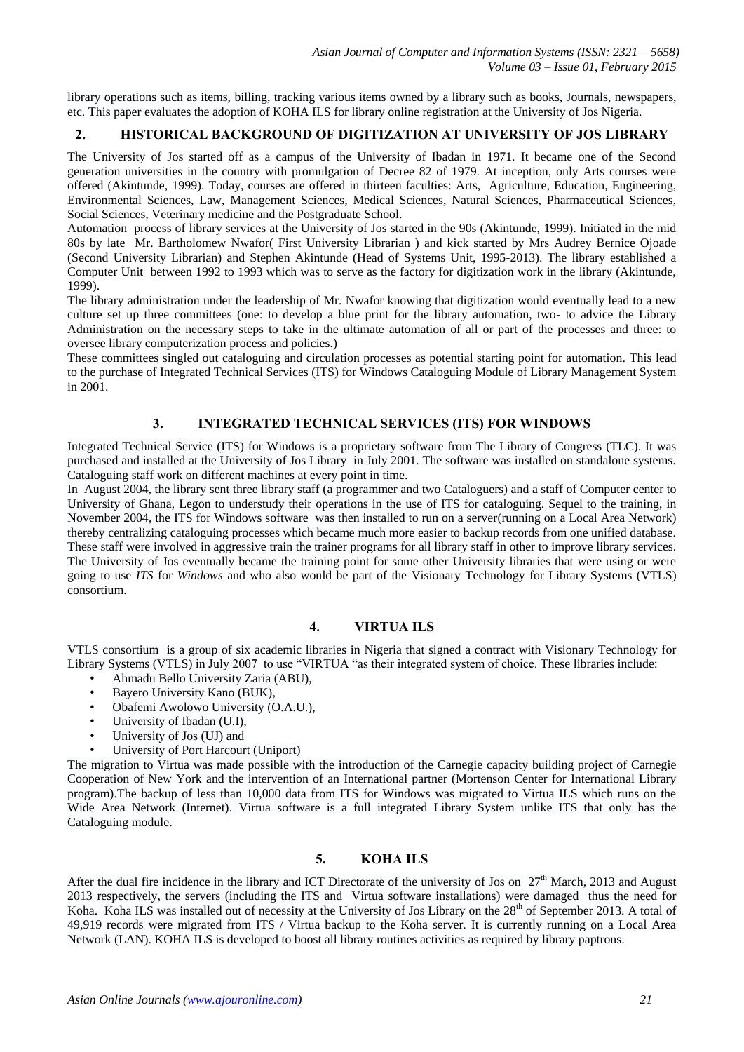library operations such as items, billing, tracking various items owned by a library such as books, Journals, newspapers, etc. This paper evaluates the adoption of KOHA ILS for library online registration at the University of Jos Nigeria.

## 2. HISTORICAL BACKGROUND OF DIGITIZATION AT UNIVERSITY OF JOS LIBRARY

The University of Jos started off as a campus of the University of Ibadan in 1971. It became one of the Second generation universities in the country with promulgation of Decree 82 of 1979. At inception, only Arts courses were offered (Akintunde, 1999). Today, courses are offered in thirteen faculties: Arts, Agriculture, Education, Engineering, Environmental Sciences, Law, Management Sciences, Medical Sciences, Natural Sciences, Pharmaceutical Sciences, Social Sciences, Veterinary medicine and the Postgraduate School.

Automation process of library services at the University of Jos started in the 90s (Akintunde, 1999). Initiated in the mid 80s by late Mr. Bartholomew Nwafor( First University Librarian ) and kick started by Mrs Audrey Bernice Ojoade (Second University Librarian) and Stephen Akintunde (Head of Systems Unit, 1995-2013). The library established a Computer Unit between 1992 to 1993 which was to serve as the factory for digitization work in the library (Akintunde, 1999).

The library administration under the leadership of Mr. Nwafor knowing that digitization would eventually lead to a new culture set up three committees (one: to develop a blue print for the library automation, two- to advice the Library Administration on the necessary steps to take in the ultimate automation of all or part of the processes and three: to oversee library computerization process and policies.)

These committees singled out cataloguing and circulation processes as potential starting point for automation. This lead to the purchase of Integrated Technical Services (ITS) for Windows Cataloguing Module of Library Management System in 2001.

## 3. INTEGRATED TECHNICAL SERVICES (ITS) FOR WINDOWS

Integrated Technical Service (ITS) for Windows is a proprietary software from The Library of Congress (TLC). It was purchased and installed at the University of Jos Library in July 2001. The software was installed on standalone systems. Cataloguing staff work on different machines at every point in time.

In August 2004, the library sent three library staff (a programmer and two Cataloguers) and a staff of Computer center to University of Ghana, Legon to understudy their operations in the use of ITS for cataloguing. Sequel to the training, in November 2004, the ITS for Windows software was then installed to run on a server(running on a Local Area Network) thereby centralizing cataloguing processes which became much more easier to backup records from one unified database. These staff were involved in aggressive train the trainer programs for all library staff in other to improve library services. The University of Jos eventually became the training point for some other University libraries that were using or were going to use *ITS* for *Windows* and who also would be part of the Visionary Technology for Library Systems (VTLS) consortium.

## 4. VIRTUA ILS

VTLS consortium is a group of six academic libraries in Nigeria that signed a contract with Visionary Technology for Library Systems (VTLS) in July 2007 to use "VIRTUA "as their integrated system of choice. These libraries include:

- Ahmadu Bello University Zaria (ABU),
- Bayero University Kano (BUK),
- Obafemi Awolowo University (O.A.U.),
- University of Ibadan (U.I),
- University of Jos (UJ) and
- University of Port Harcourt (Uniport)

The migration to Virtua was made possible with the introduction of the Carnegie capacity building project of Carnegie Cooperation of New York and the intervention of an International partner (Mortenson Center for International Library program).The backup of less than 10,000 data from ITS for Windows was migrated to Virtua ILS which runs on the Wide Area Network (Internet). Virtua software is a full integrated Library System unlike ITS that only has the Cataloguing module.

## 5. KOHA ILS

After the dual fire incidence in the library and ICT Directorate of the university of Jos on 27th March, 2013 and August 2013 respectively, the servers (including the ITS and Virtua software installations) were damaged thus the need for Koha. Koha ILS was installed out of necessity at the University of Jos Library on the 28th of September 2013. A total of 49,919 records were migrated from ITS / Virtua backup to the Koha server. It is currently running on a Local Area Network (LAN). KOHA ILS is developed to boost all library routines activities as required by library paptrons.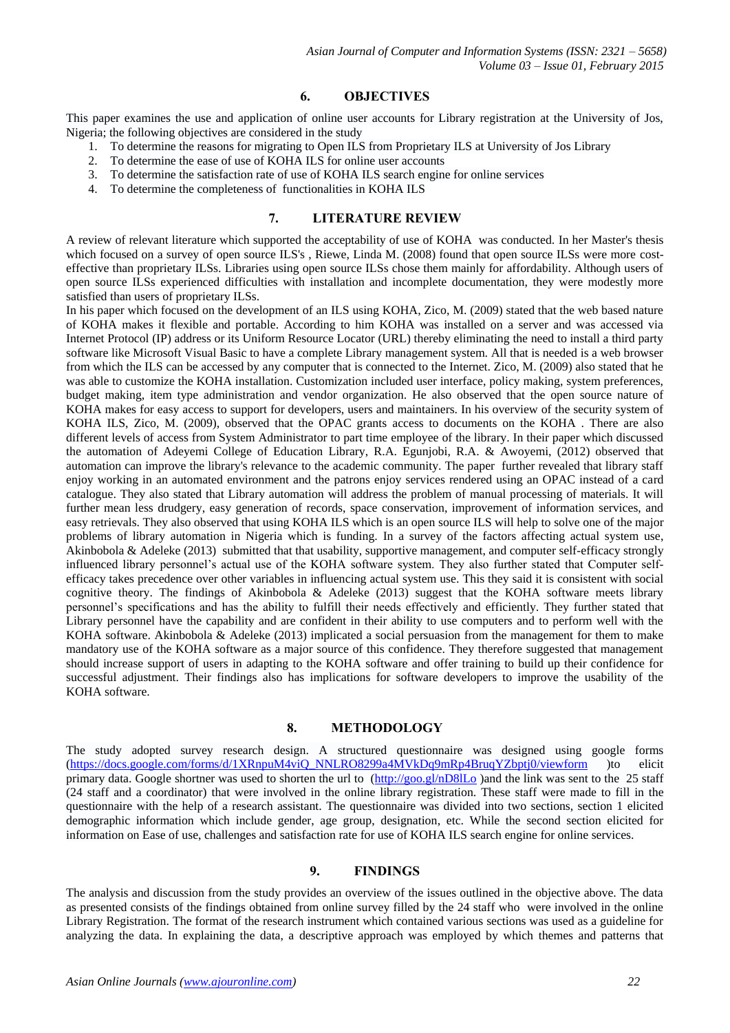## 6. OBJECTIVES

This paper examines the use and application of online user accounts for Library registration at the University of Jos, Nigeria; the following objectives are considered in the study

1. To determine the reasons for migrating to Open ILS from Proprietary ILS at University of Jos Library
2. To determine the ease of use of KOHA ILS for online user accounts
3. To determine the satisfaction rate of use of KOHA ILS search engine for online services
4. To determine the completeness of functionalities in KOHA ILS

## 7. LITERATURE REVIEW

A review of relevant literature which supported the acceptability of use of KOHA was conducted. In her Master's thesis which focused on a survey of open source ILS's , Riewe, Linda M. (2008) found that open source ILSs were more cost-effective than proprietary ILSs. Libraries using open source ILSs chose them mainly for affordability. Although users of open source ILSs experienced difficulties with installation and incomplete documentation, they were modestly more satisfied than users of proprietary ILSs.

In his paper which focused on the development of an ILS using KOHA, Zico, M. (2009) stated that the web based nature of KOHA makes it flexible and portable. According to him KOHA was installed on a server and was accessed via Internet Protocol (IP) address or its Uniform Resource Locator (URL) thereby eliminating the need to install a third party software like Microsoft Visual Basic to have a complete Library management system. All that is needed is a web browser from which the ILS can be accessed by any computer that is connected to the Internet. Zico, M. (2009) also stated that he was able to customize the KOHA installation. Customization included user interface, policy making, system preferences, budget making, item type administration and vendor organization. He also observed that the open source nature of KOHA makes for easy access to support for developers, users and maintainers. In his overview of the security system of KOHA ILS, Zico, M. (2009), observed that the OPAC grants access to documents on the KOHA . There are also different levels of access from System Administrator to part time employee of the library. In their paper which discussed the automation of Adeyemi College of Education Library, R.A. Egunjobi, R.A. & Awoyemi, (2012) observed that automation can improve the library's relevance to the academic community. The paper further revealed that library staff enjoy working in an automated environment and the patrons enjoy services rendered using an OPAC instead of a card catalogue. They also stated that Library automation will address the problem of manual processing of materials. It will further mean less drudgery, easy generation of records, space conservation, improvement of information services, and easy retrievals. They also observed that using KOHA ILS which is an open source ILS will help to solve one of the major problems of library automation in Nigeria which is funding. In a survey of the factors affecting actual system use, Akinbobola & Adeleke (2013) submitted that that usability, supportive management, and computer self-efficacy strongly influenced library personnel's actual use of the KOHA software system. They also further stated that Computer self-efficacy takes precedence over other variables in influencing actual system use. This they said it is consistent with social cognitive theory. The findings of Akinbobola & Adeleke (2013) suggest that the KOHA software meets library personnel's specifications and has the ability to fulfill their needs effectively and efficiently. They further stated that Library personnel have the capability and are confident in their ability to use computers and to perform well with the KOHA software. Akinbobola & Adeleke (2013) implicated a social persuasion from the management for them to make mandatory use of the KOHA software as a major source of this confidence. They therefore suggested that management should increase support of users in adapting to the KOHA software and offer training to build up their confidence for successful adjustment. Their findings also has implications for software developers to improve the usability of the KOHA software.

## 8. METHODOLOGY

The study adopted survey research design. A structured questionnaire was designed using google forms (https://docs.google.com/forms/d/1XRnpuM4viQ_NNLRO8299a4MVkDq9mRp4BruqYZbptj0/viewform )to elicit primary data. Google shortner was used to shorten the url to (http://goo.gl/nD8lLo )and the link was sent to the 25 staff (24 staff and a coordinator) that were involved in the online library registration. These staff were made to fill in the questionnaire with the help of a research assistant. The questionnaire was divided into two sections, section 1 elicited demographic information which include gender, age group, designation, etc. While the second section elicited for information on Ease of use, challenges and satisfaction rate for use of KOHA ILS search engine for online services.

## 9. FINDINGS

The analysis and discussion from the study provides an overview of the issues outlined in the objective above. The data as presented consists of the findings obtained from online survey filled by the 24 staff who were involved in the online Library Registration. The format of the research instrument which contained various sections was used as a guideline for analyzing the data. In explaining the data, a descriptive approach was employed by which themes and patterns that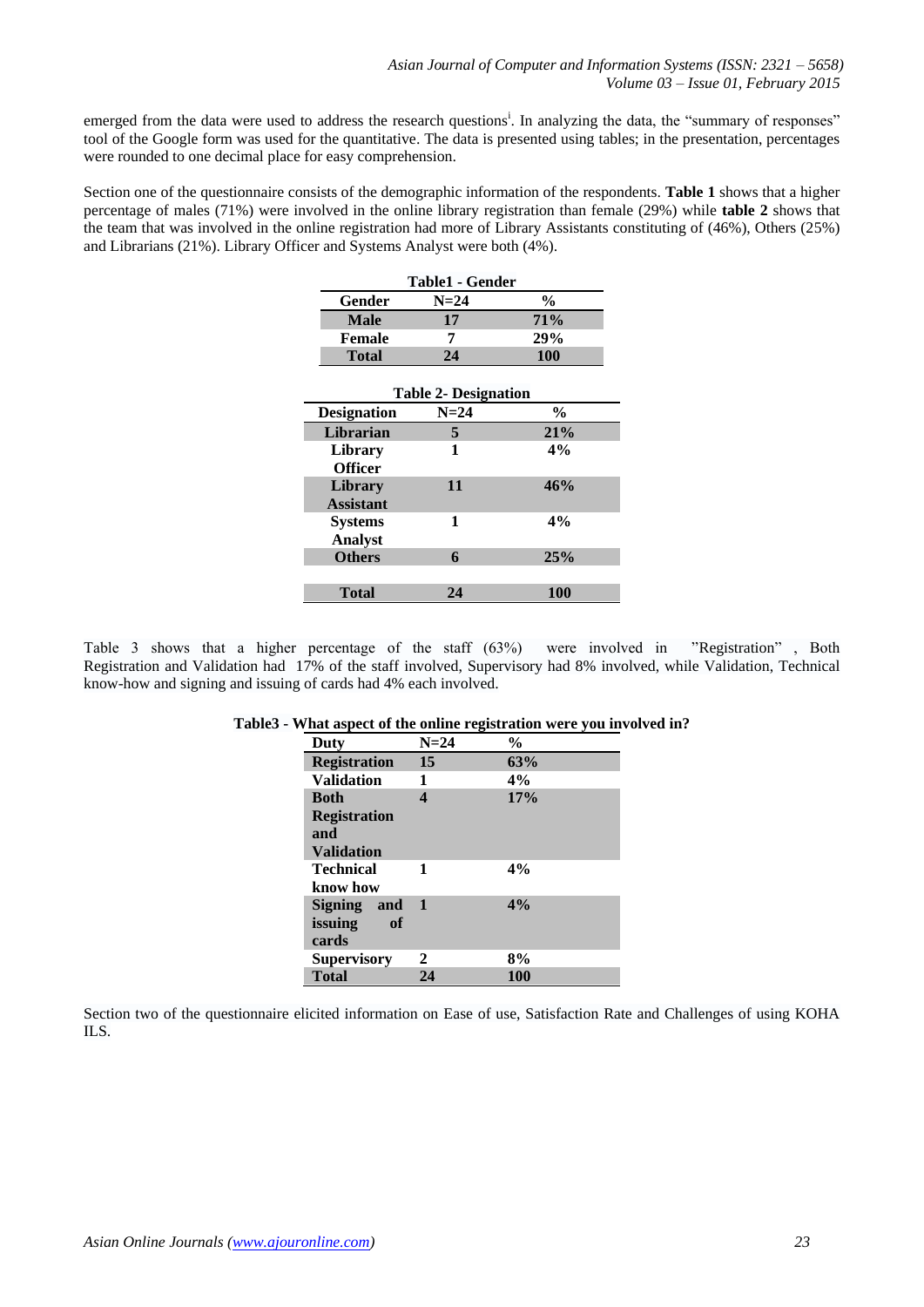emerged from the data were used to address the research questions[i]. In analyzing the data, the "summary of responses" tool of the Google form was used for the quantitative. The data is presented using tables; in the presentation, percentages were rounded to one decimal place for easy comprehension.

Section one of the questionnaire consists of the demographic information of the respondents. **Table 1** shows that a higher percentage of males (71%) were involved in the online library registration than female (29%) while **table 2** shows that the team that was involved in the online registration had more of Library Assistants constituting of (46%), Others (25%) and Librarians (21%). Library Officer and Systems Analyst were both (4%).

**Table1 - Gender**

| Gender | N=24 | % |
|---|---|---|
| Male | 17 | 71% |
| Female | 7 | 29% |
| Total | 24 | 100 |

**Table 2- Designation**

| Designation | N=24 | % |
|---|---|---|
| Librarian | 5 | 21% |
| Library Officer | 1 | 4% |
| Library Assistant | 11 | 46% |
| Systems Analyst | 1 | 4% |
| Others | 6 | 25% |
| Total | 24 | 100 |

Table 3 shows that a higher percentage of the staff (63%) were involved in "Registration" , Both Registration and Validation had 17% of the staff involved, Supervisory had 8% involved, while Validation, Technical know-how and signing and issuing of cards had 4% each involved.

**Table3 - What aspect of the online registration were you involved in?**

| Duty | N=24 | % |
|---|---|---|
| Registration | 15 | 63% |
| Validation | 1 | 4% |
| Both Registration and Validation | 4 | 17% |
| Technical know how | 1 | 4% |
| Signing and issuing of cards | 1 | 4% |
| Supervisory | 2 | 8% |
| Total | 24 | 100 |

Section two of the questionnaire elicited information on Ease of use, Satisfaction Rate and Challenges of using KOHA ILS.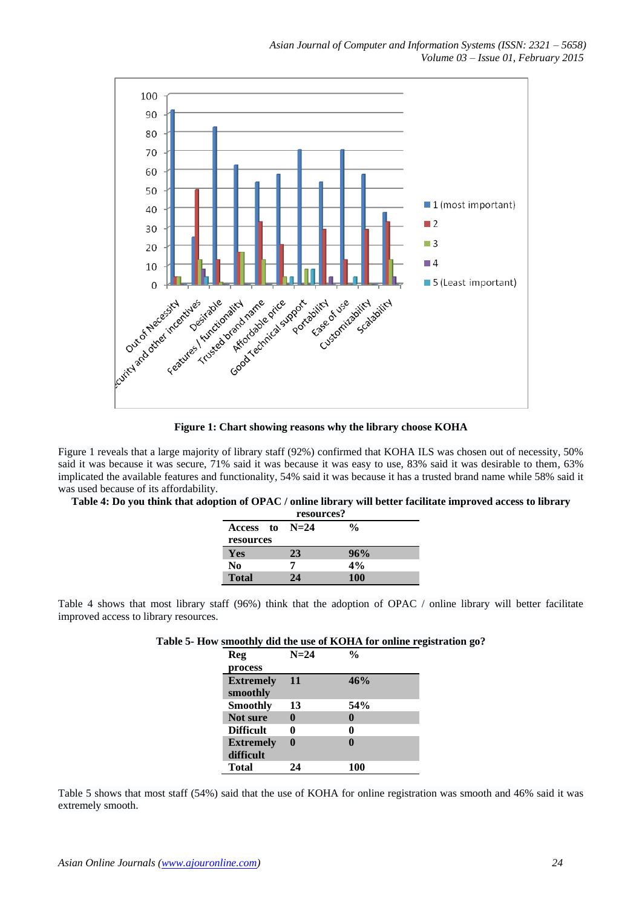Figure 1: Chart showing reasons why the library choose KOHA

Figure 1 reveals that a large majority of library staff (92%) confirmed that KOHA ILS was chosen out of necessity, 50% said it was because it was secure, 71% said it was because it was easy to use, 83% said it was desirable to them, 63% implicated the available features and functionality, 54% said it was because it has a trusted brand name while 58% said it was used because of its affordability.

**Table 4: Do you think that adoption of OPAC / online library will better facilitate improved access to library resources?**

| Access to resources | N=24 | % |
|---|---|---|
| **Yes** | **23** | **96%** |
| **No** | **7** | **4%** |
| **Total** | **24** | **100** |

Table 4 shows that most library staff (96%) think that the adoption of OPAC / online library will better facilitate improved access to library resources.

**Table 5- How smoothly did the use of KOHA for online registration go?**

| Reg process | N=24 | % |
|---|---|---|
| **Extremely smoothly** | **11** | **46%** |
| **Smoothly** | **13** | **54%** |
| **Not sure** | **0** | **0** |
| **Difficult** | **0** | **0** |
| **Extremely difficult** | **0** | **0** |
| **Total** | **24** | **100** |

Table 5 shows that most staff (54%) said that the use of KOHA for online registration was smooth and 46% said it was extremely smooth.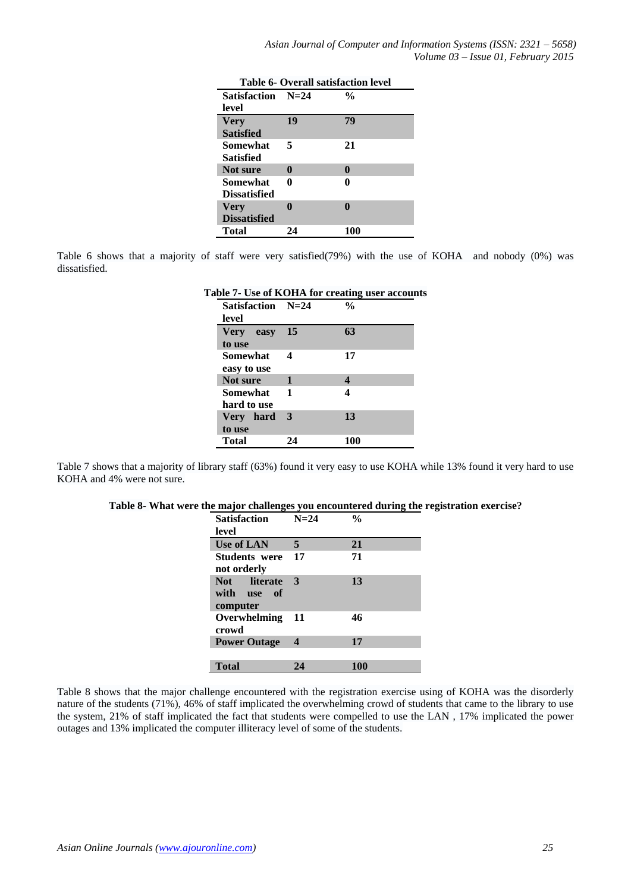**Table 6- Overall satisfaction level**

| Satisfaction level | N=24 | % |
|---|---|---|
| Very Satisfied | 19 | 79 |
| Somewhat Satisfied | 5 | 21 |
| Not sure | 0 | 0 |
| Somewhat Dissatisfied | 0 | 0 |
| Very Dissatisfied | 0 | 0 |
| Total | 24 | 100 |

Table 6 shows that a majority of staff were very satisfied(79%) with the use of KOHA and nobody (0%) was dissatisfied.

**Table 7- Use of KOHA for creating user accounts**

| Satisfaction level | N=24 | % |
|---|---|---|
| Very easy to use | 15 | 63 |
| Somewhat easy to use | 4 | 17 |
| Not sure | 1 | 4 |
| Somewhat hard to use | 1 | 4 |
| Very hard to use | 3 | 13 |
| Total | 24 | 100 |

Table 7 shows that a majority of library staff (63%) found it very easy to use KOHA while 13% found it very hard to use KOHA and 4% were not sure.

**Table 8- What were the major challenges you encountered during the registration exercise?**

| Satisfaction level | N=24 | % |
|---|---|---|
| Use of LAN | 5 | 21 |
| Students were not orderly | 17 | 71 |
| Not literate with use of computer | 3 | 13 |
| Overwhelming crowd | 11 | 46 |
| Power Outage | 4 | 17 |
| Total | 24 | 100 |

Table 8 shows that the major challenge encountered with the registration exercise using of KOHA was the disorderly nature of the students (71%), 46% of staff implicated the overwhelming crowd of students that came to the library to use the system, 21% of staff implicated the fact that students were compelled to use the LAN , 17% implicated the power outages and 13% implicated the computer illiteracy level of some of the students.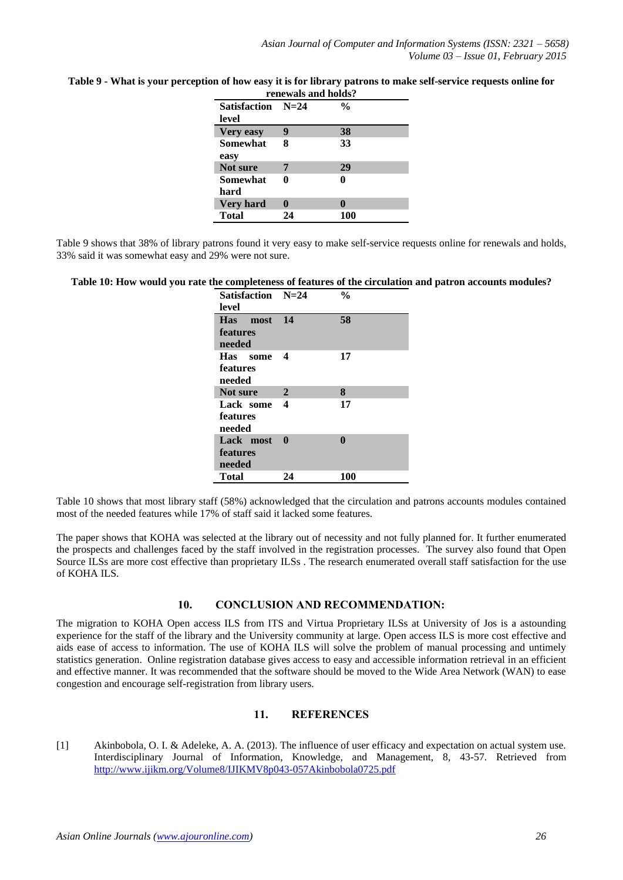**Table 9 - What is your perception of how easy it is for library patrons to make self-service requests online for renewals and holds?**

| Satisfaction level | N=24 | % |
|---|---|---|
| **Very easy** | **9** | **38** |
| **Somewhat easy** | **8** | **33** |
| **Not sure** | **7** | **29** |
| **Somewhat hard** | **0** | **0** |
| **Very hard** | **0** | **0** |
| **Total** | **24** | **100** |

Table 9 shows that 38% of library patrons found it very easy to make self-service requests online for renewals and holds, 33% said it was somewhat easy and 29% were not sure.

**Table 10: How would you rate the completeness of features of the circulation and patron accounts modules?**

| Satisfaction level | N=24 | % |
|---|---|---|
| **Has most features needed** | **14** | **58** |
| **Has some features needed** | **4** | **17** |
| **Not sure** | **2** | **8** |
| **Lack some features needed** | **4** | **17** |
| **Lack most features needed** | **0** | **0** |
| **Total** | **24** | **100** |

Table 10 shows that most library staff (58%) acknowledged that the circulation and patrons accounts modules contained most of the needed features while 17% of staff said it lacked some features.

The paper shows that KOHA was selected at the library out of necessity and not fully planned for. It further enumerated the prospects and challenges faced by the staff involved in the registration processes. The survey also found that Open Source ILSs are more cost effective than proprietary ILSs . The research enumerated overall staff satisfaction for the use of KOHA ILS.

## 10. CONCLUSION AND RECOMMENDATION:

The migration to KOHA Open access ILS from ITS and Virtua Proprietary ILSs at University of Jos is a astounding experience for the staff of the library and the University community at large. Open access ILS is more cost effective and aids ease of access to information. The use of KOHA ILS will solve the problem of manual processing and untimely statistics generation. Online registration database gives access to easy and accessible information retrieval in an efficient and effective manner. It was recommended that the software should be moved to the Wide Area Network (WAN) to ease congestion and encourage self-registration from library users.

## 11. REFERENCES

[1] Akinbobola, O. I. & Adeleke, A. A. (2013). The influence of user efficacy and expectation on actual system use. Interdisciplinary Journal of Information, Knowledge, and Management, 8, 43-57. Retrieved from http://www.ijikm.org/Volume8/IJIKMV8p043-057Akinbobola0725.pdf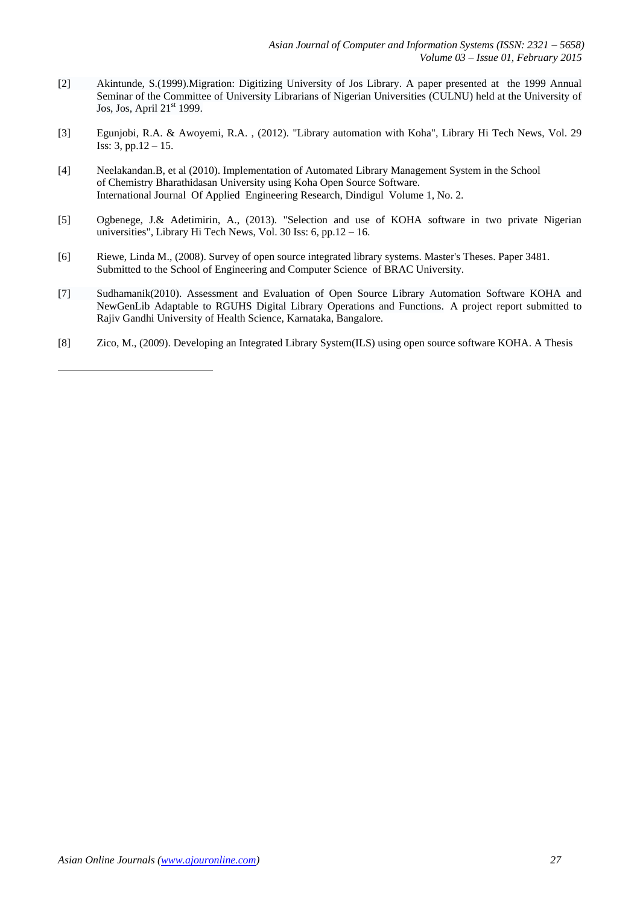[2] Akintunde, S.(1999).Migration: Digitizing University of Jos Library. A paper presented at the 1999 Annual Seminar of the Committee of University Librarians of Nigerian Universities (CULNU) held at the University of Jos, Jos, April 21st 1999.

[3] Egunjobi, R.A. & Awoyemi, R.A. , (2012). "Library automation with Koha", Library Hi Tech News, Vol. 29 Iss: 3, pp.12 – 15.

[4] Neelakandan.B, et al (2010). Implementation of Automated Library Management System in the School of Chemistry Bharathidasan University using Koha Open Source Software. International Journal Of Applied Engineering Research, Dindigul Volume 1, No. 2.

[5] Ogbenege, J.& Adetimirin, A., (2013). "Selection and use of KOHA software in two private Nigerian universities", Library Hi Tech News, Vol. 30 Iss: 6, pp.12 – 16.

[6] Riewe, Linda M., (2008). Survey of open source integrated library systems. Master's Theses. Paper 3481. Submitted to the School of Engineering and Computer Science of BRAC University.

[7] Sudhamanik(2010). Assessment and Evaluation of Open Source Library Automation Software KOHA and NewGenLib Adaptable to RGUHS Digital Library Operations and Functions. A project report submitted to Rajiv Gandhi University of Health Science, Karnataka, Bangalore.

[8] Zico, M., (2009). Developing an Integrated Library System(ILS) using open source software KOHA. A Thesis